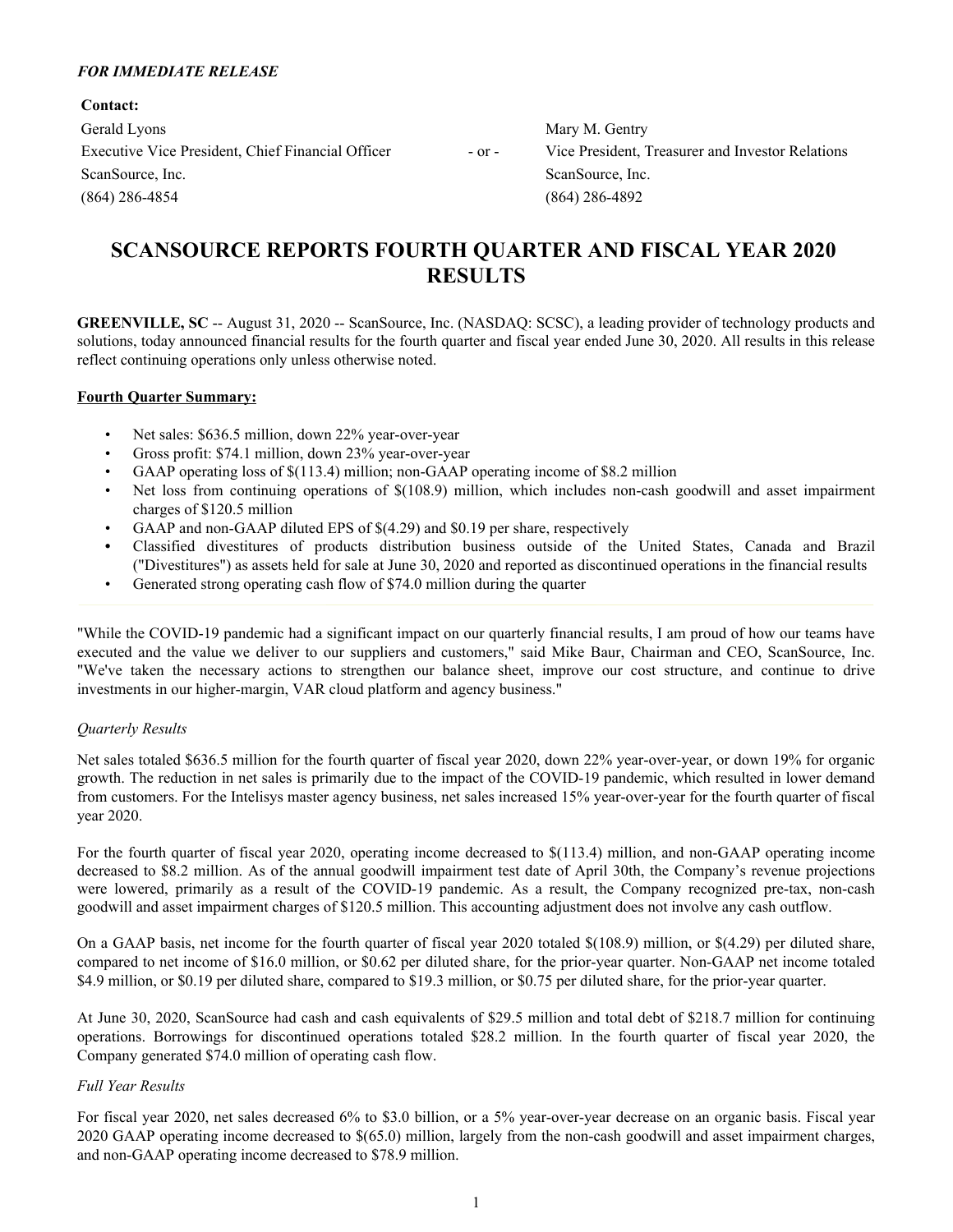***FOR IMMEDIATE RELEASE***

| **Contact:** | | |
|---|---|---|
| Gerald Lyons | | Mary M. Gentry |
| Executive Vice President, Chief Financial Officer | - or - | Vice President, Treasurer and Investor Relations |
| ScanSource, Inc. | | ScanSource, Inc. |
| (864) 286-4854 | | (864) 286-4892 |

# SCANSOURCE REPORTS FOURTH QUARTER AND FISCAL YEAR 2020 RESULTS

**GREENVILLE, SC** -- August 31, 2020 -- ScanSource, Inc. (NASDAQ: SCSC), a leading provider of technology products and solutions, today announced financial results for the fourth quarter and fiscal year ended June 30, 2020. All results in this release reflect continuing operations only unless otherwise noted.

**Fourth Quarter Summary:**

- Net sales: $636.5 million, down 22% year-over-year
- Gross profit: $74.1 million, down 23% year-over-year
- GAAP operating loss of $(113.4) million; non-GAAP operating income of $8.2 million
- Net loss from continuing operations of $(108.9) million, which includes non-cash goodwill and asset impairment charges of $120.5 million
- GAAP and non-GAAP diluted EPS of $(4.29) and $0.19 per share, respectively
- Classified divestitures of products distribution business outside of the United States, Canada and Brazil ("Divestitures") as assets held for sale at June 30, 2020 and reported as discontinued operations in the financial results
- Generated strong operating cash flow of $74.0 million during the quarter

"While the COVID-19 pandemic had a significant impact on our quarterly financial results, I am proud of how our teams have executed and the value we deliver to our suppliers and customers," said Mike Baur, Chairman and CEO, ScanSource, Inc. "We've taken the necessary actions to strengthen our balance sheet, improve our cost structure, and continue to drive investments in our higher-margin, VAR cloud platform and agency business."

*Quarterly Results*

Net sales totaled $636.5 million for the fourth quarter of fiscal year 2020, down 22% year-over-year, or down 19% for organic growth. The reduction in net sales is primarily due to the impact of the COVID-19 pandemic, which resulted in lower demand from customers. For the Intelisys master agency business, net sales increased 15% year-over-year for the fourth quarter of fiscal year 2020.

For the fourth quarter of fiscal year 2020, operating income decreased to $(113.4) million, and non-GAAP operating income decreased to $8.2 million. As of the annual goodwill impairment test date of April 30th, the Company's revenue projections were lowered, primarily as a result of the COVID-19 pandemic. As a result, the Company recognized pre-tax, non-cash goodwill and asset impairment charges of $120.5 million. This accounting adjustment does not involve any cash outflow.

On a GAAP basis, net income for the fourth quarter of fiscal year 2020 totaled $(108.9) million, or $(4.29) per diluted share, compared to net income of $16.0 million, or $0.62 per diluted share, for the prior-year quarter. Non-GAAP net income totaled $4.9 million, or $0.19 per diluted share, compared to $19.3 million, or $0.75 per diluted share, for the prior-year quarter.

At June 30, 2020, ScanSource had cash and cash equivalents of $29.5 million and total debt of $218.7 million for continuing operations. Borrowings for discontinued operations totaled $28.2 million. In the fourth quarter of fiscal year 2020, the Company generated $74.0 million of operating cash flow.

*Full Year Results*

For fiscal year 2020, net sales decreased 6% to $3.0 billion, or a 5% year-over-year decrease on an organic basis. Fiscal year 2020 GAAP operating income decreased to $(65.0) million, largely from the non-cash goodwill and asset impairment charges, and non-GAAP operating income decreased to $78.9 million.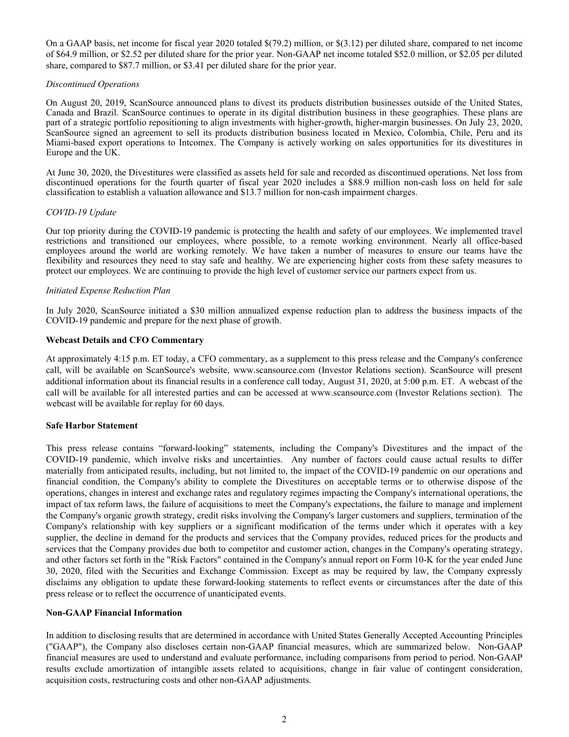On a GAAP basis, net income for fiscal year 2020 totaled $(79.2) million, or $(3.12) per diluted share, compared to net income of $64.9 million, or $2.52 per diluted share for the prior year. Non-GAAP net income totaled $52.0 million, or $2.05 per diluted share, compared to $87.7 million, or $3.41 per diluted share for the prior year.

*Discontinued Operations*

On August 20, 2019, ScanSource announced plans to divest its products distribution businesses outside of the United States, Canada and Brazil. ScanSource continues to operate in its digital distribution business in these geographies. These plans are part of a strategic portfolio repositioning to align investments with higher-growth, higher-margin businesses. On July 23, 2020, ScanSource signed an agreement to sell its products distribution business located in Mexico, Colombia, Chile, Peru and its Miami-based export operations to Intcomex. The Company is actively working on sales opportunities for its divestitures in Europe and the UK.

At June 30, 2020, the Divestitures were classified as assets held for sale and recorded as discontinued operations. Net loss from discontinued operations for the fourth quarter of fiscal year 2020 includes a $88.9 million non-cash loss on held for sale classification to establish a valuation allowance and $13.7 million for non-cash impairment charges.

*COVID-19 Update*

Our top priority during the COVID-19 pandemic is protecting the health and safety of our employees. We implemented travel restrictions and transitioned our employees, where possible, to a remote working environment. Nearly all office-based employees around the world are working remotely. We have taken a number of measures to ensure our teams have the flexibility and resources they need to stay safe and healthy. We are experiencing higher costs from these safety measures to protect our employees. We are continuing to provide the high level of customer service our partners expect from us.

*Initiated Expense Reduction Plan*

In July 2020, ScanSource initiated a $30 million annualized expense reduction plan to address the business impacts of the COVID-19 pandemic and prepare for the next phase of growth.

**Webcast Details and CFO Commentary**

At approximately 4:15 p.m. ET today, a CFO commentary, as a supplement to this press release and the Company's conference call, will be available on ScanSource's website, www.scansource.com (Investor Relations section). ScanSource will present additional information about its financial results in a conference call today, August 31, 2020, at 5:00 p.m. ET. A webcast of the call will be available for all interested parties and can be accessed at www.scansource.com (Investor Relations section). The webcast will be available for replay for 60 days.

**Safe Harbor Statement**

This press release contains "forward-looking" statements, including the Company's Divestitures and the impact of the COVID-19 pandemic, which involve risks and uncertainties. Any number of factors could cause actual results to differ materially from anticipated results, including, but not limited to, the impact of the COVID-19 pandemic on our operations and financial condition, the Company's ability to complete the Divestitures on acceptable terms or to otherwise dispose of the operations, changes in interest and exchange rates and regulatory regimes impacting the Company's international operations, the impact of tax reform laws, the failure of acquisitions to meet the Company's expectations, the failure to manage and implement the Company's organic growth strategy, credit risks involving the Company's larger customers and suppliers, termination of the Company's relationship with key suppliers or a significant modification of the terms under which it operates with a key supplier, the decline in demand for the products and services that the Company provides, reduced prices for the products and services that the Company provides due both to competitor and customer action, changes in the Company's operating strategy, and other factors set forth in the "Risk Factors" contained in the Company's annual report on Form 10-K for the year ended June 30, 2020, filed with the Securities and Exchange Commission. Except as may be required by law, the Company expressly disclaims any obligation to update these forward-looking statements to reflect events or circumstances after the date of this press release or to reflect the occurrence of unanticipated events.

**Non-GAAP Financial Information**

In addition to disclosing results that are determined in accordance with United States Generally Accepted Accounting Principles ("GAAP"), the Company also discloses certain non-GAAP financial measures, which are summarized below. Non-GAAP financial measures are used to understand and evaluate performance, including comparisons from period to period. Non-GAAP results exclude amortization of intangible assets related to acquisitions, change in fair value of contingent consideration, acquisition costs, restructuring costs and other non-GAAP adjustments.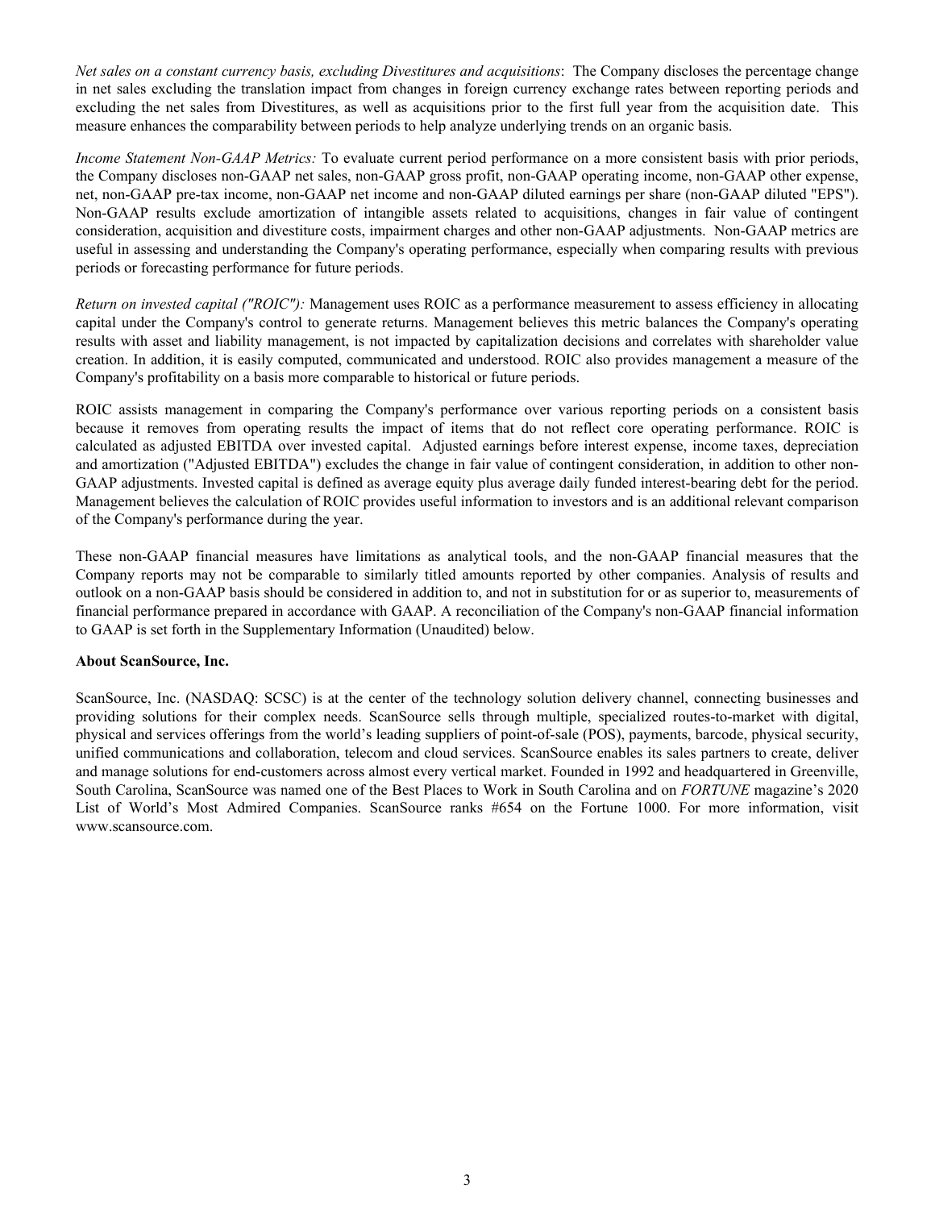*Net sales on a constant currency basis, excluding Divestitures and acquisitions*: The Company discloses the percentage change in net sales excluding the translation impact from changes in foreign currency exchange rates between reporting periods and excluding the net sales from Divestitures, as well as acquisitions prior to the first full year from the acquisition date. This measure enhances the comparability between periods to help analyze underlying trends on an organic basis.

*Income Statement Non-GAAP Metrics:* To evaluate current period performance on a more consistent basis with prior periods, the Company discloses non-GAAP net sales, non-GAAP gross profit, non-GAAP operating income, non-GAAP other expense, net, non-GAAP pre-tax income, non-GAAP net income and non-GAAP diluted earnings per share (non-GAAP diluted "EPS"). Non-GAAP results exclude amortization of intangible assets related to acquisitions, changes in fair value of contingent consideration, acquisition and divestiture costs, impairment charges and other non-GAAP adjustments. Non-GAAP metrics are useful in assessing and understanding the Company's operating performance, especially when comparing results with previous periods or forecasting performance for future periods.

*Return on invested capital ("ROIC"):* Management uses ROIC as a performance measurement to assess efficiency in allocating capital under the Company's control to generate returns. Management believes this metric balances the Company's operating results with asset and liability management, is not impacted by capitalization decisions and correlates with shareholder value creation. In addition, it is easily computed, communicated and understood. ROIC also provides management a measure of the Company's profitability on a basis more comparable to historical or future periods.

ROIC assists management in comparing the Company's performance over various reporting periods on a consistent basis because it removes from operating results the impact of items that do not reflect core operating performance. ROIC is calculated as adjusted EBITDA over invested capital. Adjusted earnings before interest expense, income taxes, depreciation and amortization ("Adjusted EBITDA") excludes the change in fair value of contingent consideration, in addition to other non-GAAP adjustments. Invested capital is defined as average equity plus average daily funded interest-bearing debt for the period. Management believes the calculation of ROIC provides useful information to investors and is an additional relevant comparison of the Company's performance during the year.

These non-GAAP financial measures have limitations as analytical tools, and the non-GAAP financial measures that the Company reports may not be comparable to similarly titled amounts reported by other companies. Analysis of results and outlook on a non-GAAP basis should be considered in addition to, and not in substitution for or as superior to, measurements of financial performance prepared in accordance with GAAP. A reconciliation of the Company's non-GAAP financial information to GAAP is set forth in the Supplementary Information (Unaudited) below.

**About ScanSource, Inc.**

ScanSource, Inc. (NASDAQ: SCSC) is at the center of the technology solution delivery channel, connecting businesses and providing solutions for their complex needs. ScanSource sells through multiple, specialized routes-to-market with digital, physical and services offerings from the world's leading suppliers of point-of-sale (POS), payments, barcode, physical security, unified communications and collaboration, telecom and cloud services. ScanSource enables its sales partners to create, deliver and manage solutions for end-customers across almost every vertical market. Founded in 1992 and headquartered in Greenville, South Carolina, ScanSource was named one of the Best Places to Work in South Carolina and on *FORTUNE* magazine's 2020 List of World's Most Admired Companies. ScanSource ranks #654 on the Fortune 1000. For more information, visit www.scansource.com.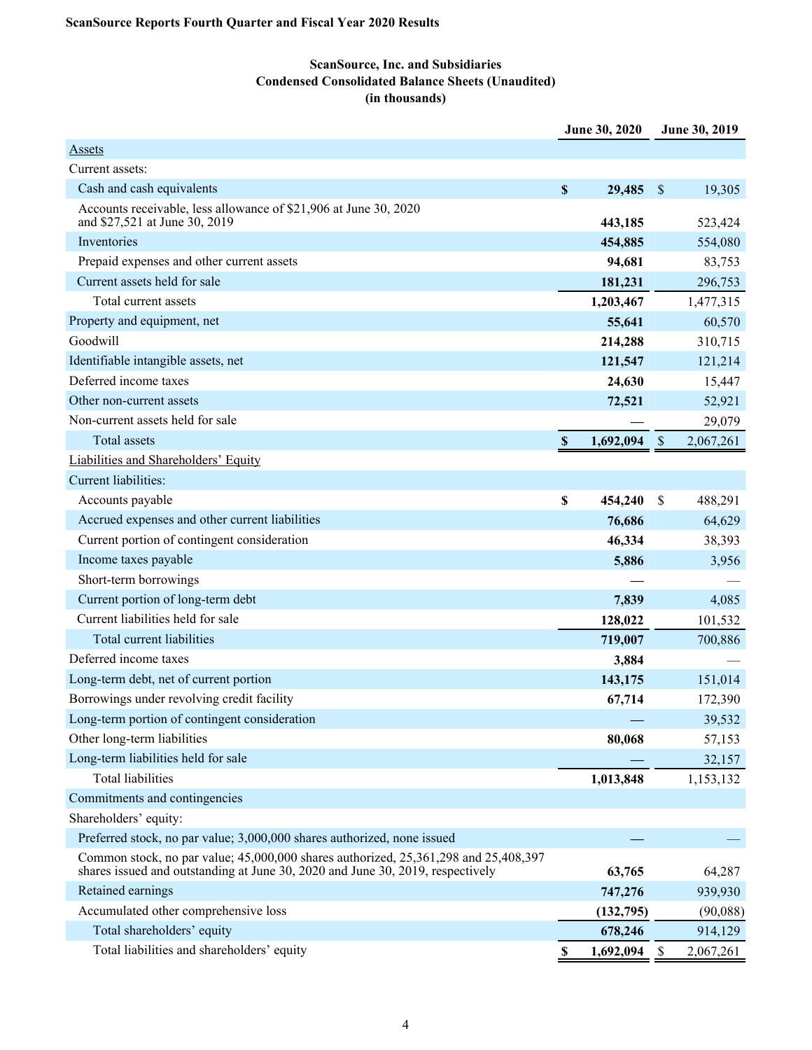**ScanSource Reports Fourth Quarter and Fiscal Year 2020 Results**

**ScanSource, Inc. and Subsidiaries**
**Condensed Consolidated Balance Sheets (Unaudited)**
**(in thousands)**

| | June 30, 2020 | June 30, 2019 |
|---|---|---|
| Assets | | |
| Current assets: | | |
| Cash and cash equivalents | $ 29,485 | $ 19,305 |
| Accounts receivable, less allowance of $21,906 at June 30, 2020 and $27,521 at June 30, 2019 | 443,185 | 523,424 |
| Inventories | 454,885 | 554,080 |
| Prepaid expenses and other current assets | 94,681 | 83,753 |
| Current assets held for sale | 181,231 | 296,753 |
| Total current assets | 1,203,467 | 1,477,315 |
| Property and equipment, net | 55,641 | 60,570 |
| Goodwill | 214,288 | 310,715 |
| Identifiable intangible assets, net | 121,547 | 121,214 |
| Deferred income taxes | 24,630 | 15,447 |
| Other non-current assets | 72,521 | 52,921 |
| Non-current assets held for sale | — | 29,079 |
| Total assets | $ 1,692,094 | $ 2,067,261 |
| Liabilities and Shareholders' Equity | | |
| Current liabilities: | | |
| Accounts payable | $ 454,240 | $ 488,291 |
| Accrued expenses and other current liabilities | 76,686 | 64,629 |
| Current portion of contingent consideration | 46,334 | 38,393 |
| Income taxes payable | 5,886 | 3,956 |
| Short-term borrowings | — | — |
| Current portion of long-term debt | 7,839 | 4,085 |
| Current liabilities held for sale | 128,022 | 101,532 |
| Total current liabilities | 719,007 | 700,886 |
| Deferred income taxes | 3,884 | — |
| Long-term debt, net of current portion | 143,175 | 151,014 |
| Borrowings under revolving credit facility | 67,714 | 172,390 |
| Long-term portion of contingent consideration | — | 39,532 |
| Other long-term liabilities | 80,068 | 57,153 |
| Long-term liabilities held for sale | — | 32,157 |
| Total liabilities | 1,013,848 | 1,153,132 |
| Commitments and contingencies | | |
| Shareholders' equity: | | |
| Preferred stock, no par value; 3,000,000 shares authorized, none issued | — | — |
| Common stock, no par value; 45,000,000 shares authorized, 25,361,298 and 25,408,397 shares issued and outstanding at June 30, 2020 and June 30, 2019, respectively | 63,765 | 64,287 |
| Retained earnings | 747,276 | 939,930 |
| Accumulated other comprehensive loss | (132,795) | (90,088) |
| Total shareholders' equity | 678,246 | 914,129 |
| Total liabilities and shareholders' equity | $ 1,692,094 | $ 2,067,261 |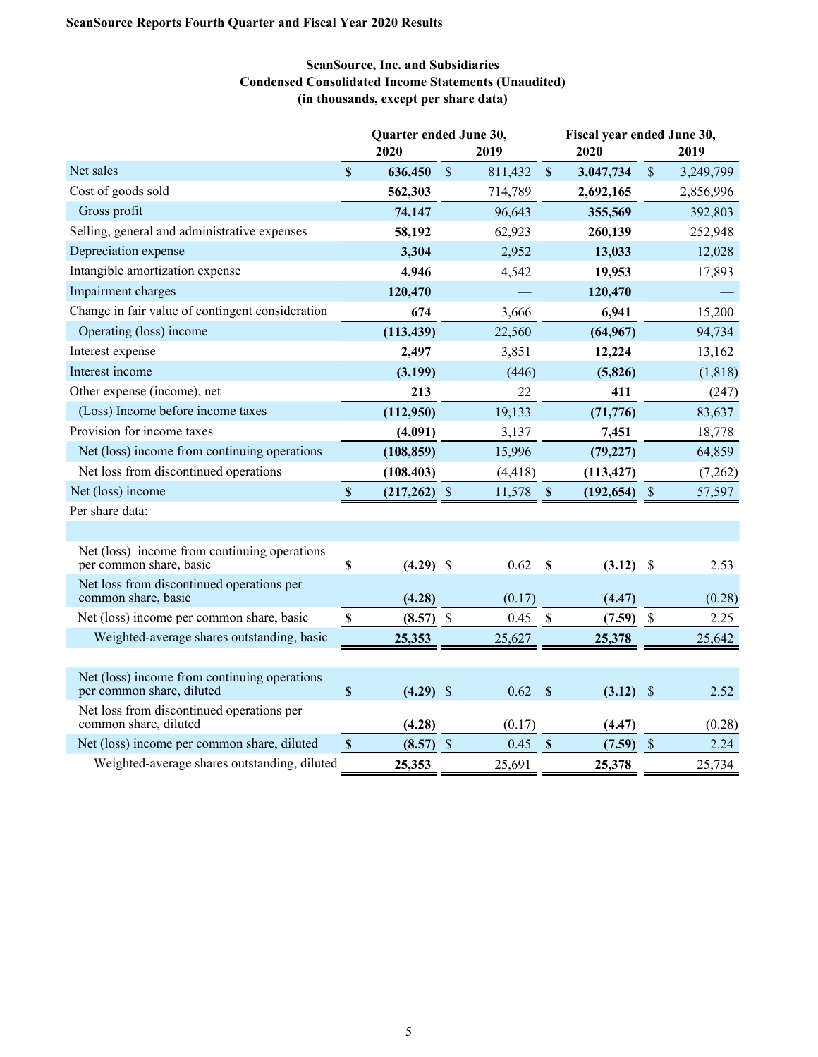ScanSource Reports Fourth Quarter and Fiscal Year 2020 Results

## ScanSource, Inc. and Subsidiaries
## Condensed Consolidated Income Statements (Unaudited)
### (in thousands, except per share data)

| | Quarter ended June 30, | | Fiscal year ended June 30, | |
|---|---|---|---|---|
| | **2020** | 2019 | **2020** | 2019 |
| Net sales | **$ 636,450** | $ 811,432 | **$ 3,047,734** | $ 3,249,799 |
| Cost of goods sold | **562,303** | 714,789 | **2,692,165** | 2,856,996 |
| Gross profit | **74,147** | 96,643 | **355,569** | 392,803 |
| Selling, general and administrative expenses | **58,192** | 62,923 | **260,139** | 252,948 |
| Depreciation expense | **3,304** | 2,952 | **13,033** | 12,028 |
| Intangible amortization expense | **4,946** | 4,542 | **19,953** | 17,893 |
| Impairment charges | **120,470** | — | **120,470** | — |
| Change in fair value of contingent consideration | **674** | 3,666 | **6,941** | 15,200 |
| Operating (loss) income | **(113,439)** | 22,560 | **(64,967)** | 94,734 |
| Interest expense | **2,497** | 3,851 | **12,224** | 13,162 |
| Interest income | **(3,199)** | (446) | **(5,826)** | (1,818) |
| Other expense (income), net | **213** | 22 | **411** | (247) |
| (Loss) Income before income taxes | **(112,950)** | 19,133 | **(71,776)** | 83,637 |
| Provision for income taxes | **(4,091)** | 3,137 | **7,451** | 18,778 |
| Net (loss) income from continuing operations | **(108,859)** | 15,996 | **(79,227)** | 64,859 |
| Net loss from discontinued operations | **(108,403)** | (4,418) | **(113,427)** | (7,262) |
| Net (loss) income | **$ (217,262)** | $ 11,578 | **$ (192,654)** | $ 57,597 |
| Per share data: | | | | |
| | | | | |
| Net (loss) income from continuing operations per common share, basic | **$ (4.29)** | $ 0.62 | **$ (3.12)** | $ 2.53 |
| Net loss from discontinued operations per common share, basic | **(4.28)** | (0.17) | **(4.47)** | (0.28) |
| Net (loss) income per common share, basic | **$ (8.57)** | $ 0.45 | **$ (7.59)** | $ 2.25 |
| Weighted-average shares outstanding, basic | **25,353** | 25,627 | **25,378** | 25,642 |
| | | | | |
| Net (loss) income from continuing operations per common share, diluted | **$ (4.29)** | $ 0.62 | **$ (3.12)** | $ 2.52 |
| Net loss from discontinued operations per common share, diluted | **(4.28)** | (0.17) | **(4.47)** | (0.28) |
| Net (loss) income per common share, diluted | **$ (8.57)** | $ 0.45 | **$ (7.59)** | $ 2.24 |
| Weighted-average shares outstanding, diluted | **25,353** | 25,691 | **25,378** | 25,734 |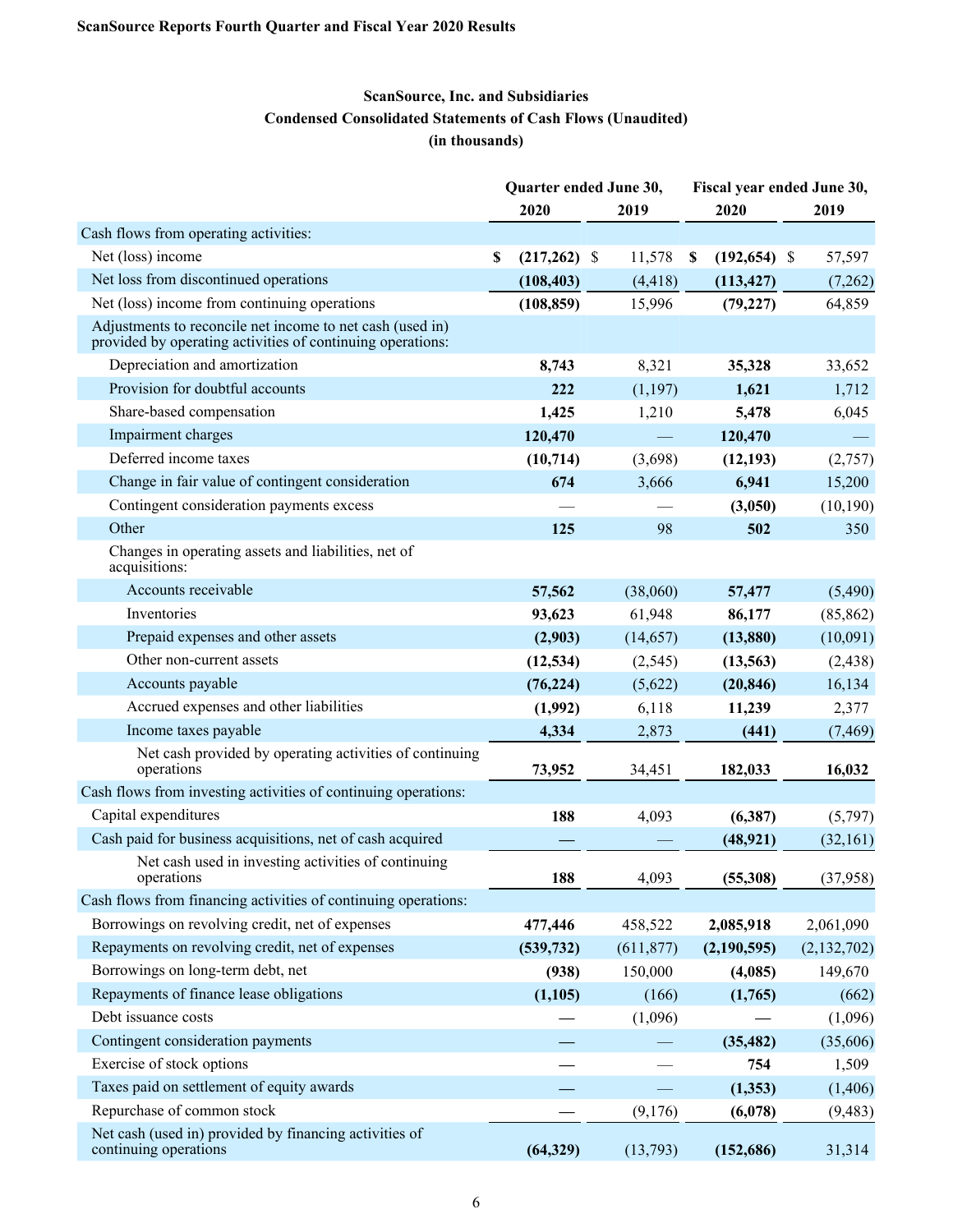ScanSource Reports Fourth Quarter and Fiscal Year 2020 Results

## ScanSource, Inc. and Subsidiaries
## Condensed Consolidated Statements of Cash Flows (Unaudited)
## (in thousands)

| | Quarter ended June 30, | | Fiscal year ended June 30, | |
|---|---|---|---|---|
| | 2020 | 2019 | 2020 | 2019 |
| Cash flows from operating activities: | | | | |
| Net (loss) income | $ (217,262) | $ 11,578 | $ (192,654) | $ 57,597 |
| Net loss from discontinued operations | (108,403) | (4,418) | (113,427) | (7,262) |
| Net (loss) income from continuing operations | (108,859) | 15,996 | (79,227) | 64,859 |
| Adjustments to reconcile net income to net cash (used in) provided by operating activities of continuing operations: | | | | |
| Depreciation and amortization | 8,743 | 8,321 | 35,328 | 33,652 |
| Provision for doubtful accounts | 222 | (1,197) | 1,621 | 1,712 |
| Share-based compensation | 1,425 | 1,210 | 5,478 | 6,045 |
| Impairment charges | 120,470 | — | 120,470 | — |
| Deferred income taxes | (10,714) | (3,698) | (12,193) | (2,757) |
| Change in fair value of contingent consideration | 674 | 3,666 | 6,941 | 15,200 |
| Contingent consideration payments excess | — | — | (3,050) | (10,190) |
| Other | 125 | 98 | 502 | 350 |
| Changes in operating assets and liabilities, net of acquisitions: | | | | |
| Accounts receivable | 57,562 | (38,060) | 57,477 | (5,490) |
| Inventories | 93,623 | 61,948 | 86,177 | (85,862) |
| Prepaid expenses and other assets | (2,903) | (14,657) | (13,880) | (10,091) |
| Other non-current assets | (12,534) | (2,545) | (13,563) | (2,438) |
| Accounts payable | (76,224) | (5,622) | (20,846) | 16,134 |
| Accrued expenses and other liabilities | (1,992) | 6,118 | 11,239 | 2,377 |
| Income taxes payable | 4,334 | 2,873 | (441) | (7,469) |
| Net cash provided by operating activities of continuing operations | 73,952 | 34,451 | 182,033 | 16,032 |
| Cash flows from investing activities of continuing operations: | | | | |
| Capital expenditures | 188 | 4,093 | (6,387) | (5,797) |
| Cash paid for business acquisitions, net of cash acquired | — | — | (48,921) | (32,161) |
| Net cash used in investing activities of continuing operations | 188 | 4,093 | (55,308) | (37,958) |
| Cash flows from financing activities of continuing operations: | | | | |
| Borrowings on revolving credit, net of expenses | 477,446 | 458,522 | 2,085,918 | 2,061,090 |
| Repayments on revolving credit, net of expenses | (539,732) | (611,877) | (2,190,595) | (2,132,702) |
| Borrowings on long-term debt, net | (938) | 150,000 | (4,085) | 149,670 |
| Repayments of finance lease obligations | (1,105) | (166) | (1,765) | (662) |
| Debt issuance costs | — | (1,096) | — | (1,096) |
| Contingent consideration payments | — | — | (35,482) | (35,606) |
| Exercise of stock options | — | — | 754 | 1,509 |
| Taxes paid on settlement of equity awards | — | — | (1,353) | (1,406) |
| Repurchase of common stock | — | (9,176) | (6,078) | (9,483) |
| Net cash (used in) provided by financing activities of continuing operations | (64,329) | (13,793) | (152,686) | 31,314 |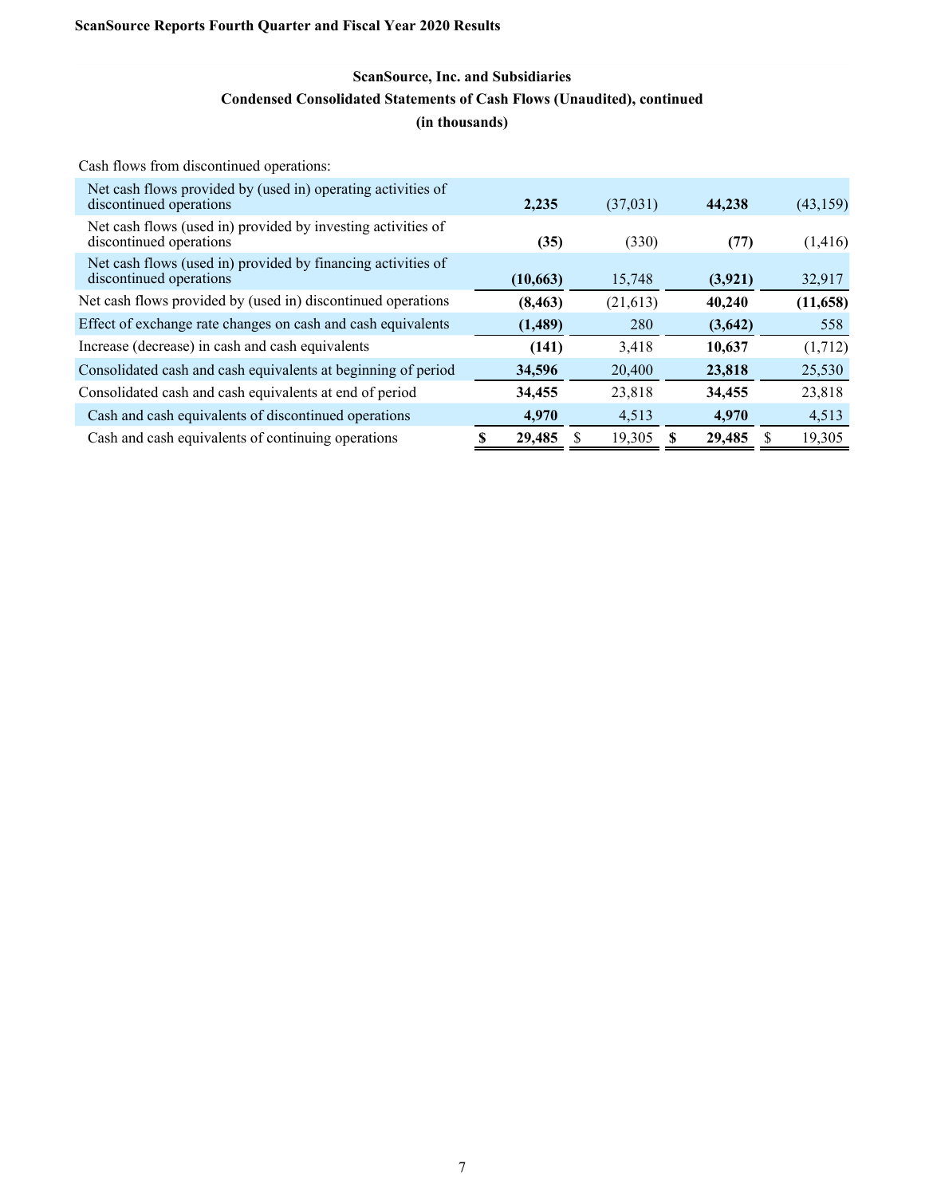**ScanSource Reports Fourth Quarter and Fiscal Year 2020 Results**

**ScanSource, Inc. and Subsidiaries**

**Condensed Consolidated Statements of Cash Flows (Unaudited), continued**

**(in thousands)**

| | | | | |
|---|---|---|---|---|
| Cash flows from discontinued operations: | | | | |
| Net cash flows provided by (used in) operating activities of discontinued operations | **2,235** | (37,031) | **44,238** | (43,159) |
| Net cash flows (used in) provided by investing activities of discontinued operations | **(35)** | (330) | **(77)** | (1,416) |
| Net cash flows (used in) provided by financing activities of discontinued operations | **(10,663)** | 15,748 | **(3,921)** | 32,917 |
| Net cash flows provided by (used in) discontinued operations | **(8,463)** | (21,613) | **40,240** | **(11,658)** |
| Effect of exchange rate changes on cash and cash equivalents | **(1,489)** | 280 | **(3,642)** | 558 |
| Increase (decrease) in cash and cash equivalents | **(141)** | 3,418 | **10,637** | (1,712) |
| Consolidated cash and cash equivalents at beginning of period | **34,596** | 20,400 | **23,818** | 25,530 |
| Consolidated cash and cash equivalents at end of period | **34,455** | 23,818 | **34,455** | 23,818 |
| Cash and cash equivalents of discontinued operations | **4,970** | 4,513 | **4,970** | 4,513 |
| Cash and cash equivalents of continuing operations | **$ 29,485** | $ 19,305 | **$ 29,485** | $ 19,305 |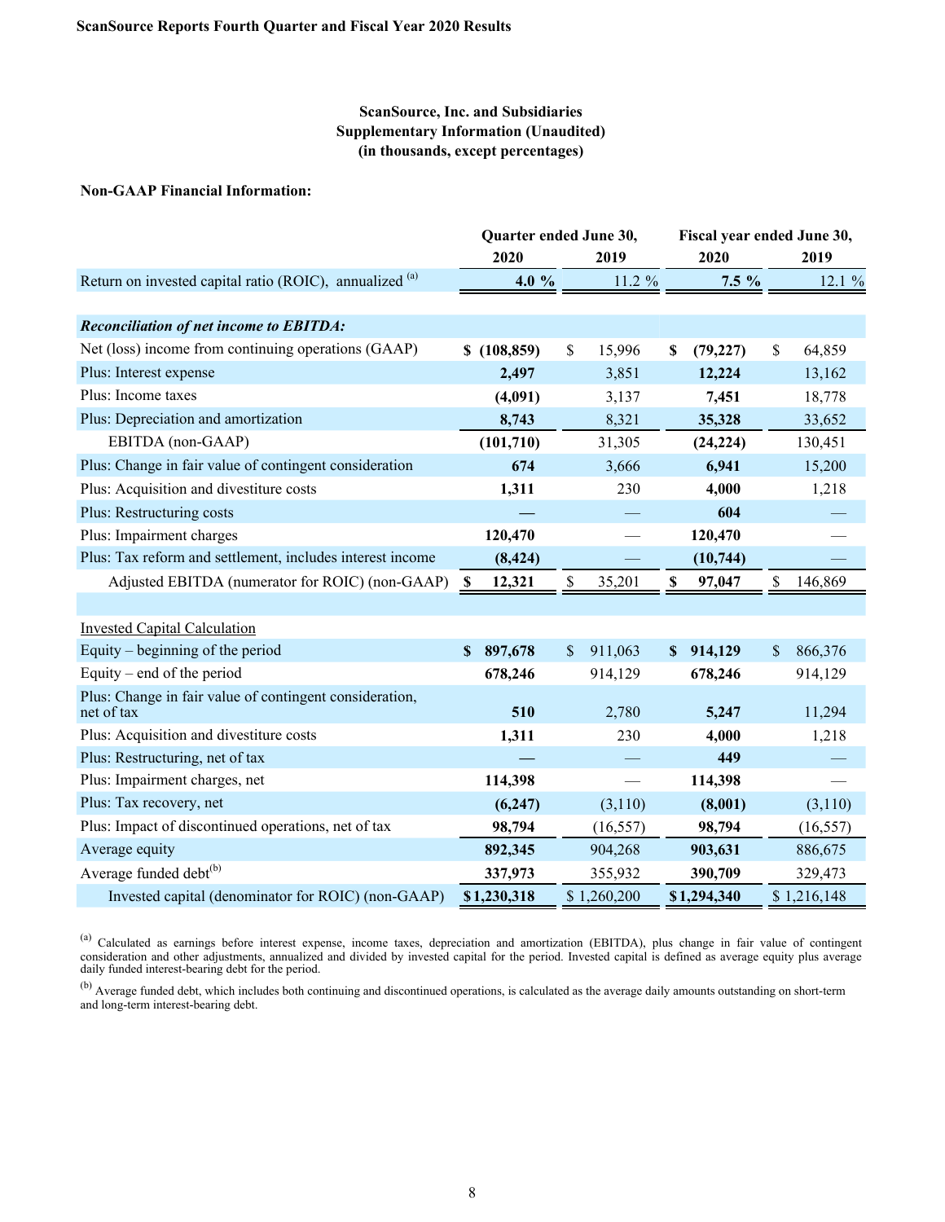**ScanSource, Inc. and Subsidiaries**
**Supplementary Information (Unaudited)**
**(in thousands, except percentages)**

**Non-GAAP Financial Information:**

| | Quarter ended June 30, | | Fiscal year ended June 30, | |
|---|---|---|---|---|
| | 2020 | 2019 | 2020 | 2019 |
| Return on invested capital ratio (ROIC), annualized [(a)] | **4.0 %** | 11.2 % | **7.5 %** | 12.1 % |
| | | | | |
| ***Reconciliation of net income to EBITDA:*** | | | | |
| Net (loss) income from continuing operations (GAAP) | **$ (108,859)** | $ 15,996 | **$ (79,227)** | $ 64,859 |
| Plus: Interest expense | **2,497** | 3,851 | **12,224** | 13,162 |
| Plus: Income taxes | **(4,091)** | 3,137 | **7,451** | 18,778 |
| Plus: Depreciation and amortization | **8,743** | 8,321 | **35,328** | 33,652 |
| EBITDA (non-GAAP) | **(101,710)** | 31,305 | **(24,224)** | 130,451 |
| Plus: Change in fair value of contingent consideration | **674** | 3,666 | **6,941** | 15,200 |
| Plus: Acquisition and divestiture costs | **1,311** | 230 | **4,000** | 1,218 |
| Plus: Restructuring costs | **—** | — | **604** | — |
| Plus: Impairment charges | **120,470** | — | **120,470** | — |
| Plus: Tax reform and settlement, includes interest income | **(8,424)** | — | **(10,744)** | — |
| Adjusted EBITDA (numerator for ROIC) (non-GAAP) | **$ 12,321** | $ 35,201 | **$ 97,047** | $ 146,869 |
| | | | | |
| Invested Capital Calculation | | | | |
| Equity – beginning of the period | **$ 897,678** | $ 911,063 | **$ 914,129** | $ 866,376 |
| Equity – end of the period | **678,246** | 914,129 | **678,246** | 914,129 |
| Plus: Change in fair value of contingent consideration, net of tax | **510** | 2,780 | **5,247** | 11,294 |
| Plus: Acquisition and divestiture costs | **1,311** | 230 | **4,000** | 1,218 |
| Plus: Restructuring, net of tax | **—** | — | **449** | — |
| Plus: Impairment charges, net | **114,398** | — | **114,398** | — |
| Plus: Tax recovery, net | **(6,247)** | (3,110) | **(8,001)** | (3,110) |
| Plus: Impact of discontinued operations, net of tax | **98,794** | (16,557) | **98,794** | (16,557) |
| Average equity | **892,345** | 904,268 | **903,631** | 886,675 |
| Average funded debt[(b)] | **337,973** | 355,932 | **390,709** | 329,473 |
| Invested capital (denominator for ROIC) (non-GAAP) | **$ 1,230,318** | $ 1,260,200 | **$ 1,294,340** | $ 1,216,148 |

[(a)] Calculated as earnings before interest expense, income taxes, depreciation and amortization (EBITDA), plus change in fair value of contingent consideration and other adjustments, annualized and divided by invested capital for the period. Invested capital is defined as average equity plus average daily funded interest-bearing debt for the period.

[(b)] Average funded debt, which includes both continuing and discontinued operations, is calculated as the average daily amounts outstanding on short-term and long-term interest-bearing debt.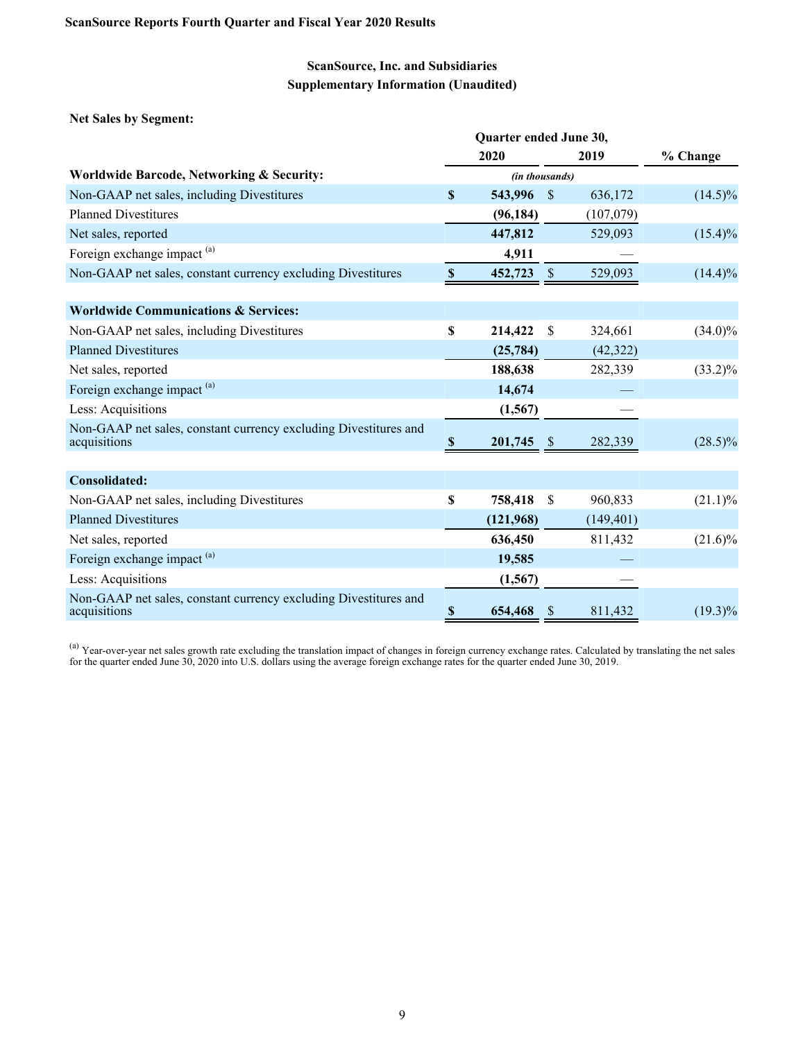**ScanSource Reports Fourth Quarter and Fiscal Year 2020 Results**

## ScanSource, Inc. and Subsidiaries
## Supplementary Information (Unaudited)

**Net Sales by Segment:**

| | Quarter ended June 30, | | |
|---|---|---|---|
| | **2020** | **2019** | **% Change** |
| **Worldwide Barcode, Networking & Security:** | *(in thousands)* | | |
| Non-GAAP net sales, including Divestitures | **$ 543,996** | $ 636,172 | (14.5)% |
| Planned Divestitures | **(96,184)** | (107,079) | |
| Net sales, reported | **447,812** | 529,093 | (15.4)% |
| Foreign exchange impact [(a)] | **4,911** | — | |
| Non-GAAP net sales, constant currency excluding Divestitures | **$ 452,723** | $ 529,093 | (14.4)% |
| | | | |
| **Worldwide Communications & Services:** | | | |
| Non-GAAP net sales, including Divestitures | **$ 214,422** | $ 324,661 | (34.0)% |
| Planned Divestitures | **(25,784)** | (42,322) | |
| Net sales, reported | **188,638** | 282,339 | (33.2)% |
| Foreign exchange impact [(a)] | **14,674** | — | |
| Less: Acquisitions | **(1,567)** | — | |
| Non-GAAP net sales, constant currency excluding Divestitures and acquisitions | **$ 201,745** | $ 282,339 | (28.5)% |
| | | | |
| **Consolidated:** | | | |
| Non-GAAP net sales, including Divestitures | **$ 758,418** | $ 960,833 | (21.1)% |
| Planned Divestitures | **(121,968)** | (149,401) | |
| Net sales, reported | **636,450** | 811,432 | (21.6)% |
| Foreign exchange impact [(a)] | **19,585** | — | |
| Less: Acquisitions | **(1,567)** | — | |
| Non-GAAP net sales, constant currency excluding Divestitures and acquisitions | **$ 654,468** | $ 811,432 | (19.3)% |

[(a)] Year-over-year net sales growth rate excluding the translation impact of changes in foreign currency exchange rates. Calculated by translating the net sales for the quarter ended June 30, 2020 into U.S. dollars using the average foreign exchange rates for the quarter ended June 30, 2019.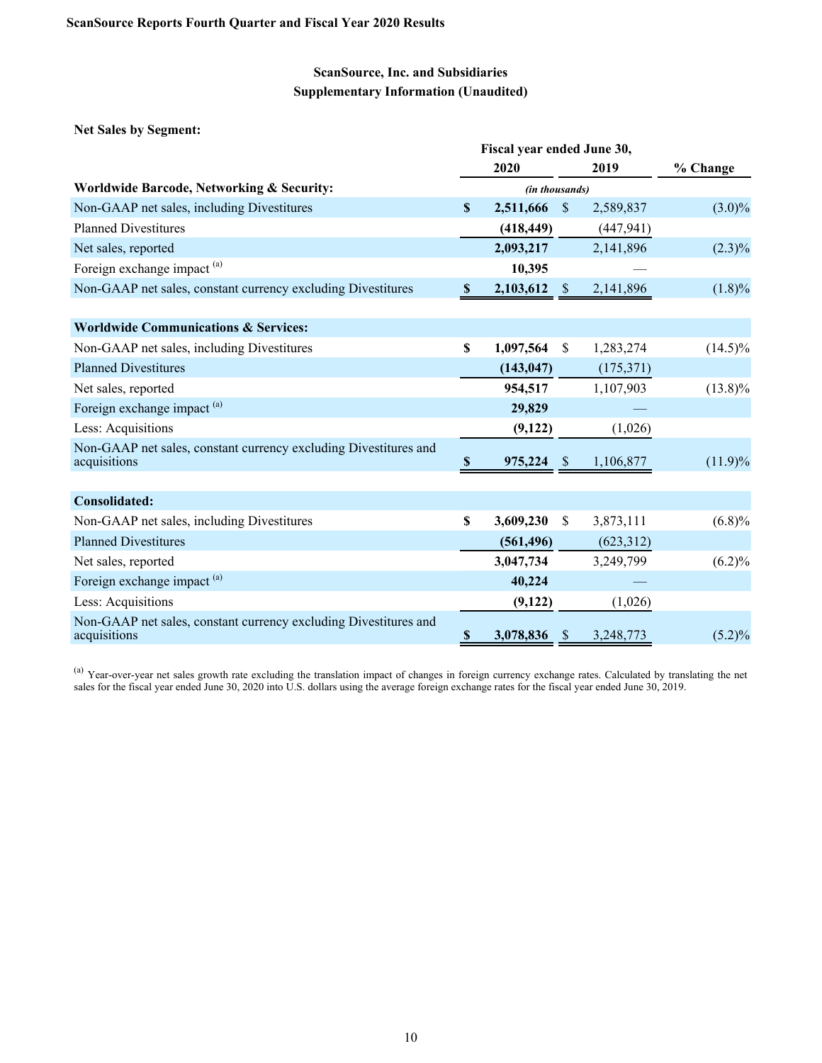**ScanSource Reports Fourth Quarter and Fiscal Year 2020 Results**

## ScanSource, Inc. and Subsidiaries
## Supplementary Information (Unaudited)

**Net Sales by Segment:**

| | Fiscal year ended June 30, | | |
|---|---|---|---|
| | **2020** | **2019** | **% Change** |
| **Worldwide Barcode, Networking & Security:** | *(in thousands)* | | |
| Non-GAAP net sales, including Divestitures | **$ 2,511,666** | $ 2,589,837 | (3.0)% |
| Planned Divestitures | **(418,449)** | (447,941) | |
| Net sales, reported | **2,093,217** | 2,141,896 | (2.3)% |
| Foreign exchange impact [a] | **10,395** | — | |
| Non-GAAP net sales, constant currency excluding Divestitures | **$ 2,103,612** | $ 2,141,896 | (1.8)% |
| | | | |
| **Worldwide Communications & Services:** | | | |
| Non-GAAP net sales, including Divestitures | **$ 1,097,564** | $ 1,283,274 | (14.5)% |
| Planned Divestitures | **(143,047)** | (175,371) | |
| Net sales, reported | **954,517** | 1,107,903 | (13.8)% |
| Foreign exchange impact [a] | **29,829** | — | |
| Less: Acquisitions | **(9,122)** | (1,026) | |
| Non-GAAP net sales, constant currency excluding Divestitures and acquisitions | **$ 975,224** | $ 1,106,877 | (11.9)% |
| | | | |
| **Consolidated:** | | | |
| Non-GAAP net sales, including Divestitures | **$ 3,609,230** | $ 3,873,111 | (6.8)% |
| Planned Divestitures | **(561,496)** | (623,312) | |
| Net sales, reported | **3,047,734** | 3,249,799 | (6.2)% |
| Foreign exchange impact [a] | **40,224** | — | |
| Less: Acquisitions | **(9,122)** | (1,026) | |
| Non-GAAP net sales, constant currency excluding Divestitures and acquisitions | **$ 3,078,836** | $ 3,248,773 | (5.2)% |

[a] Year-over-year net sales growth rate excluding the translation impact of changes in foreign currency exchange rates. Calculated by translating the net sales for the fiscal year ended June 30, 2020 into U.S. dollars using the average foreign exchange rates for the fiscal year ended June 30, 2019.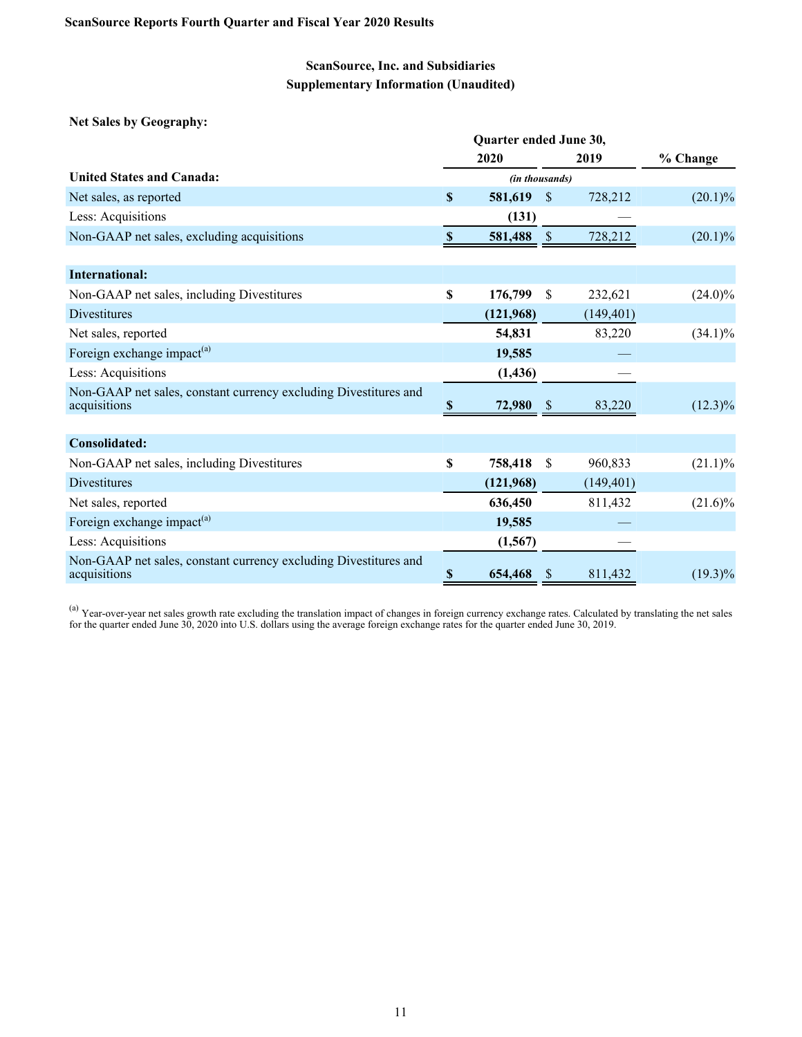**ScanSource Reports Fourth Quarter and Fiscal Year 2020 Results**

## ScanSource, Inc. and Subsidiaries
## Supplementary Information (Unaudited)

**Net Sales by Geography:**

| | Quarter ended June 30, | | |
|---|---|---|---|
| | **2020** | **2019** | **% Change** |
| **United States and Canada:** | *(in thousands)* | | |
| Net sales, as reported | **$ 581,619** | $ 728,212 | (20.1)% |
| Less: Acquisitions | **(131)** | — | |
| Non-GAAP net sales, excluding acquisitions | **$ 581,488** | $ 728,212 | (20.1)% |
| | | | |
| **International:** | | | |
| Non-GAAP net sales, including Divestitures | **$ 176,799** | $ 232,621 | (24.0)% |
| Divestitures | **(121,968)** | (149,401) | |
| Net sales, reported | **54,831** | 83,220 | (34.1)% |
| Foreign exchange impact[a] | **19,585** | — | |
| Less: Acquisitions | **(1,436)** | — | |
| Non-GAAP net sales, constant currency excluding Divestitures and acquisitions | **$ 72,980** | $ 83,220 | (12.3)% |
| | | | |
| **Consolidated:** | | | |
| Non-GAAP net sales, including Divestitures | **$ 758,418** | $ 960,833 | (21.1)% |
| Divestitures | **(121,968)** | (149,401) | |
| Net sales, reported | **636,450** | 811,432 | (21.6)% |
| Foreign exchange impact[a] | **19,585** | — | |
| Less: Acquisitions | **(1,567)** | — | |
| Non-GAAP net sales, constant currency excluding Divestitures and acquisitions | **$ 654,468** | $ 811,432 | (19.3)% |

[a] Year-over-year net sales growth rate excluding the translation impact of changes in foreign currency exchange rates. Calculated by translating the net sales for the quarter ended June 30, 2020 into U.S. dollars using the average foreign exchange rates for the quarter ended June 30, 2019.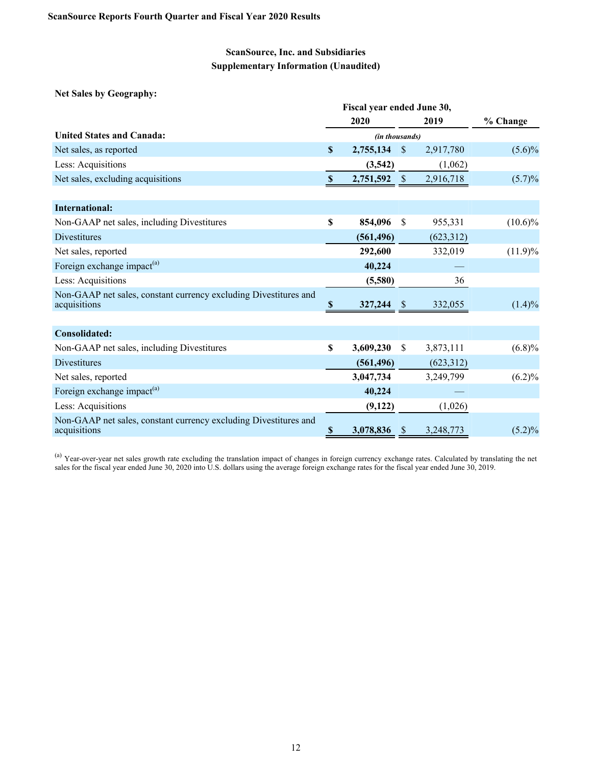**ScanSource Reports Fourth Quarter and Fiscal Year 2020 Results**

## ScanSource, Inc. and Subsidiaries
## Supplementary Information (Unaudited)

**Net Sales by Geography:**

| | Fiscal year ended June 30, | | |
|---|---|---|---|
| | **2020** | **2019** | **% Change** |
| **United States and Canada:** | *(in thousands)* | | |
| Net sales, as reported | **$ 2,755,134** | $ 2,917,780 | (5.6)% |
| Less: Acquisitions | **(3,542)** | (1,062) | |
| Net sales, excluding acquisitions | **$ 2,751,592** | $ 2,916,718 | (5.7)% |
| | | | |
| **International:** | | | |
| Non-GAAP net sales, including Divestitures | **$ 854,096** | $ 955,331 | (10.6)% |
| Divestitures | **(561,496)** | (623,312) | |
| Net sales, reported | **292,600** | 332,019 | (11.9)% |
| Foreign exchange impact[(a)] | **40,224** | — | |
| Less: Acquisitions | **(5,580)** | 36 | |
| Non-GAAP net sales, constant currency excluding Divestitures and acquisitions | **$ 327,244** | $ 332,055 | (1.4)% |
| | | | |
| **Consolidated:** | | | |
| Non-GAAP net sales, including Divestitures | **$ 3,609,230** | $ 3,873,111 | (6.8)% |
| Divestitures | **(561,496)** | (623,312) | |
| Net sales, reported | **3,047,734** | 3,249,799 | (6.2)% |
| Foreign exchange impact[(a)] | **40,224** | — | |
| Less: Acquisitions | **(9,122)** | (1,026) | |
| Non-GAAP net sales, constant currency excluding Divestitures and acquisitions | **$ 3,078,836** | $ 3,248,773 | (5.2)% |

[(a)] Year-over-year net sales growth rate excluding the translation impact of changes in foreign currency exchange rates. Calculated by translating the net sales for the fiscal year ended June 30, 2020 into U.S. dollars using the average foreign exchange rates for the fiscal year ended June 30, 2019.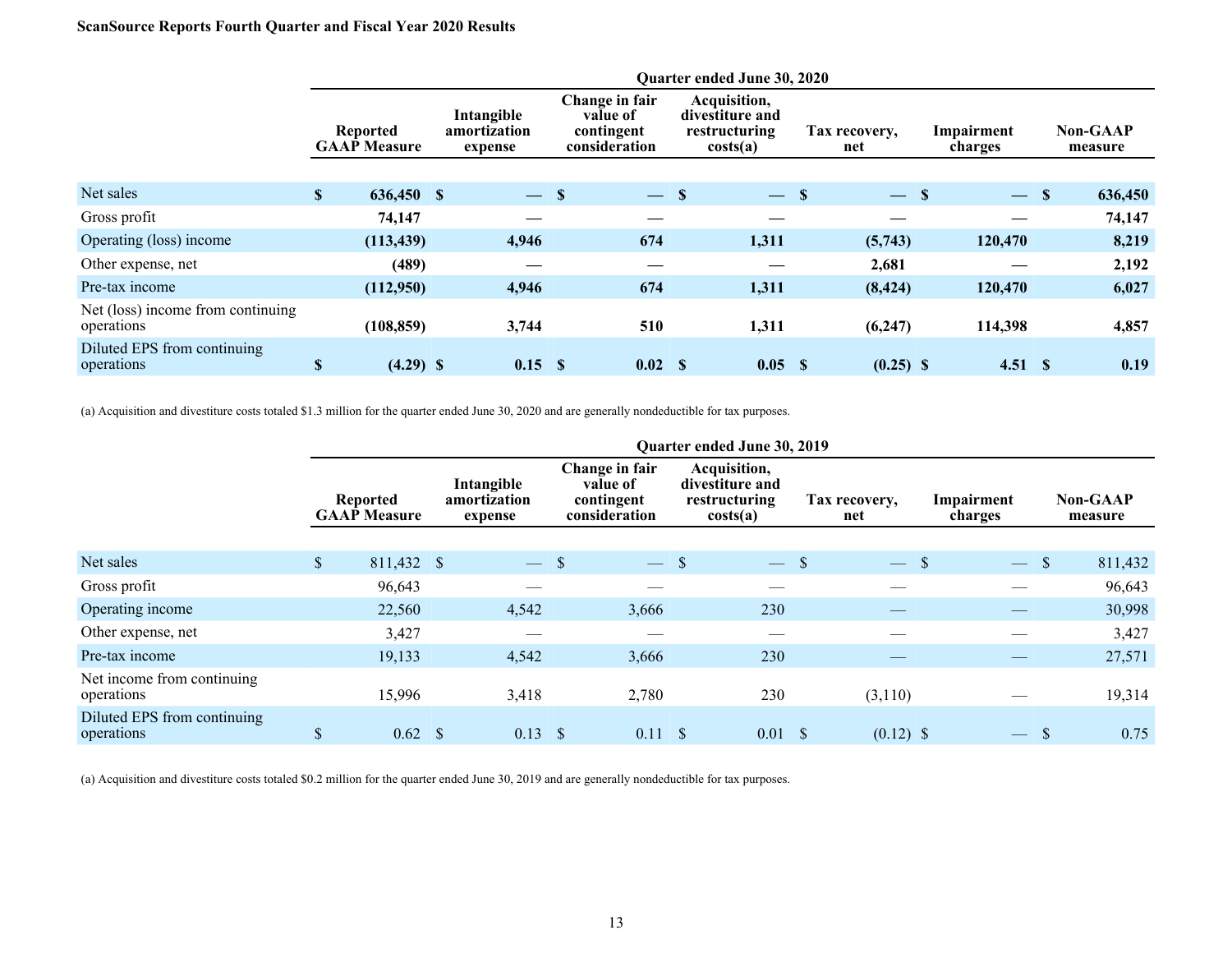**ScanSource Reports Fourth Quarter and Fiscal Year 2020 Results**

| | Quarter ended June 30, 2020 | | | | | | |
|---|---|---|---|---|---|---|---|
| | Reported GAAP Measure | Intangible amortization expense | Change in fair value of contingent consideration | Acquisition, divestiture and restructuring costs(a) | Tax recovery, net | Impairment charges | Non-GAAP measure |
| Net sales | $ 636,450 | $ — | $ — | $ — | $ — | $ — | $ 636,450 |
| Gross profit | 74,147 | — | — | — | — | — | 74,147 |
| Operating (loss) income | (113,439) | 4,946 | 674 | 1,311 | (5,743) | 120,470 | 8,219 |
| Other expense, net | (489) | — | — | — | 2,681 | — | 2,192 |
| Pre-tax income | (112,950) | 4,946 | 674 | 1,311 | (8,424) | 120,470 | 6,027 |
| Net (loss) income from continuing operations | (108,859) | 3,744 | 510 | 1,311 | (6,247) | 114,398 | 4,857 |
| Diluted EPS from continuing operations | $ (4.29) | $ 0.15 | $ 0.02 | $ 0.05 | $ (0.25) | $ 4.51 | $ 0.19 |

(a) Acquisition and divestiture costs totaled $1.3 million for the quarter ended June 30, 2020 and are generally nondeductible for tax purposes.

| | Quarter ended June 30, 2019 | | | | | | |
|---|---|---|---|---|---|---|---|
| | Reported GAAP Measure | Intangible amortization expense | Change in fair value of contingent consideration | Acquisition, divestiture and restructuring costs(a) | Tax recovery, net | Impairment charges | Non-GAAP measure |
| Net sales | $ 811,432 | $ — | $ — | $ — | $ — | $ — | $ 811,432 |
| Gross profit | 96,643 | — | — | — | — | — | 96,643 |
| Operating income | 22,560 | 4,542 | 3,666 | 230 | — | — | 30,998 |
| Other expense, net | 3,427 | — | — | — | — | — | 3,427 |
| Pre-tax income | 19,133 | 4,542 | 3,666 | 230 | — | — | 27,571 |
| Net income from continuing operations | 15,996 | 3,418 | 2,780 | 230 | (3,110) | — | 19,314 |
| Diluted EPS from continuing operations | $ 0.62 | $ 0.13 | $ 0.11 | $ 0.01 | $ (0.12) | $ — | $ 0.75 |

(a) Acquisition and divestiture costs totaled $0.2 million for the quarter ended June 30, 2019 and are generally nondeductible for tax purposes.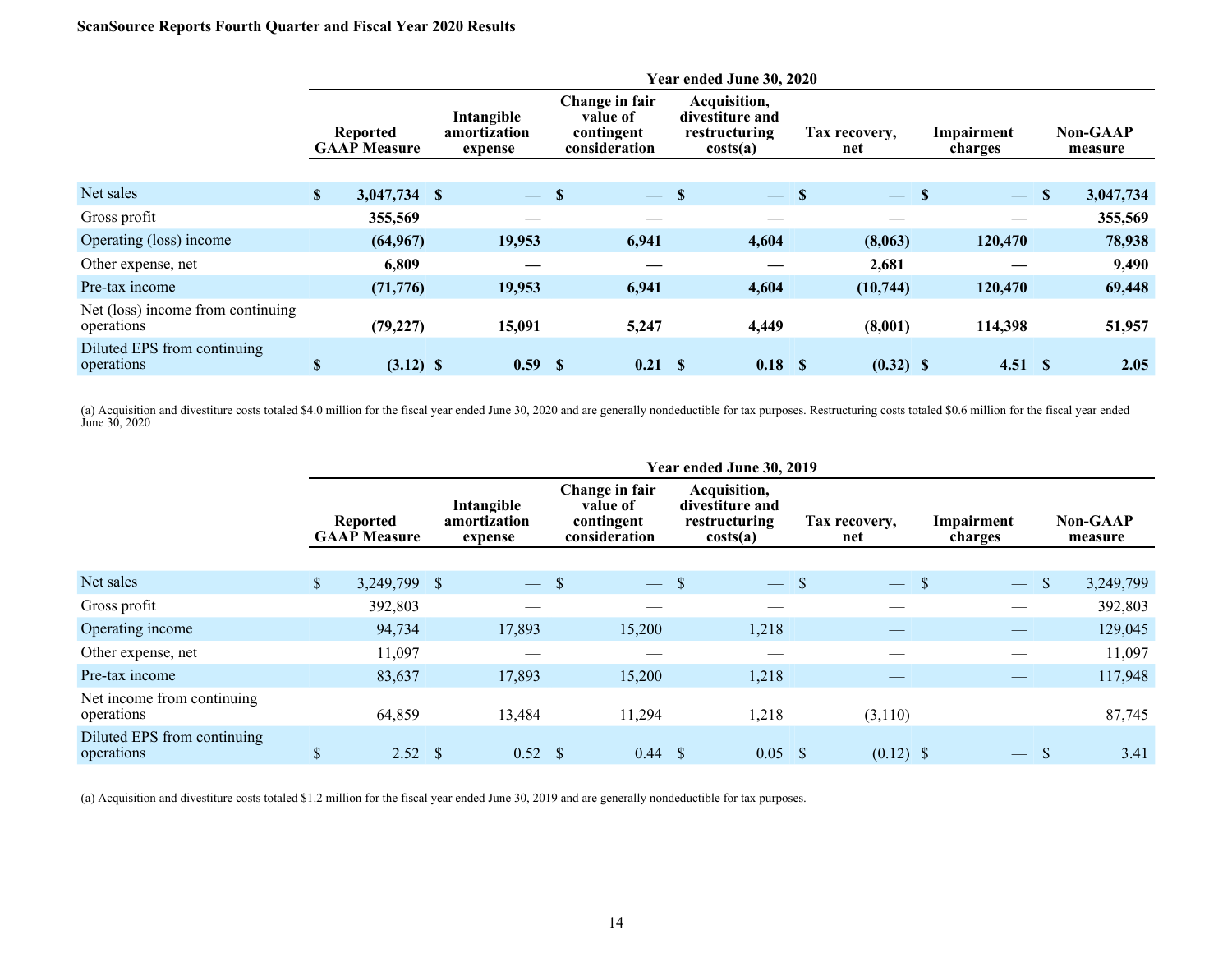**ScanSource Reports Fourth Quarter and Fiscal Year 2020 Results**

| | Year ended June 30, 2020 | | | | | | |
|---|---|---|---|---|---|---|---|
| | **Reported GAAP Measure** | **Intangible amortization expense** | **Change in fair value of contingent consideration** | **Acquisition, divestiture and restructuring costs(a)** | **Tax recovery, net** | **Impairment charges** | **Non-GAAP measure** |
| Net sales | **$ 3,047,734** | **$ —** | **$ —** | **$ —** | **$ —** | **$ —** | **$ 3,047,734** |
| Gross profit | **355,569** | **—** | **—** | **—** | **—** | **—** | **355,569** |
| Operating (loss) income | **(64,967)** | **19,953** | **6,941** | **4,604** | **(8,063)** | **120,470** | **78,938** |
| Other expense, net | **6,809** | **—** | **—** | **—** | **2,681** | **—** | **9,490** |
| Pre-tax income | **(71,776)** | **19,953** | **6,941** | **4,604** | **(10,744)** | **120,470** | **69,448** |
| Net (loss) income from continuing operations | **(79,227)** | **15,091** | **5,247** | **4,449** | **(8,001)** | **114,398** | **51,957** |
| Diluted EPS from continuing operations | **$ (3.12)** | **$ 0.59** | **$ 0.21** | **$ 0.18** | **$ (0.32)** | **$ 4.51** | **$ 2.05** |

(a) Acquisition and divestiture costs totaled $4.0 million for the fiscal year ended June 30, 2020 and are generally nondeductible for tax purposes. Restructuring costs totaled $0.6 million for the fiscal year ended June 30, 2020

| | Year ended June 30, 2019 | | | | | | |
|---|---|---|---|---|---|---|---|
| | **Reported GAAP Measure** | **Intangible amortization expense** | **Change in fair value of contingent consideration** | **Acquisition, divestiture and restructuring costs(a)** | **Tax recovery, net** | **Impairment charges** | **Non-GAAP measure** |
| Net sales | $ 3,249,799 | $ — | $ — | $ — | $ — | $ — | $ 3,249,799 |
| Gross profit | 392,803 | — | — | — | — | — | 392,803 |
| Operating income | 94,734 | 17,893 | 15,200 | 1,218 | — | — | 129,045 |
| Other expense, net | 11,097 | — | — | — | — | — | 11,097 |
| Pre-tax income | 83,637 | 17,893 | 15,200 | 1,218 | — | — | 117,948 |
| Net income from continuing operations | 64,859 | 13,484 | 11,294 | 1,218 | (3,110) | — | 87,745 |
| Diluted EPS from continuing operations | $ 2.52 | $ 0.52 | $ 0.44 | $ 0.05 | $ (0.12) | $ — | $ 3.41 |

(a) Acquisition and divestiture costs totaled $1.2 million for the fiscal year ended June 30, 2019 and are generally nondeductible for tax purposes.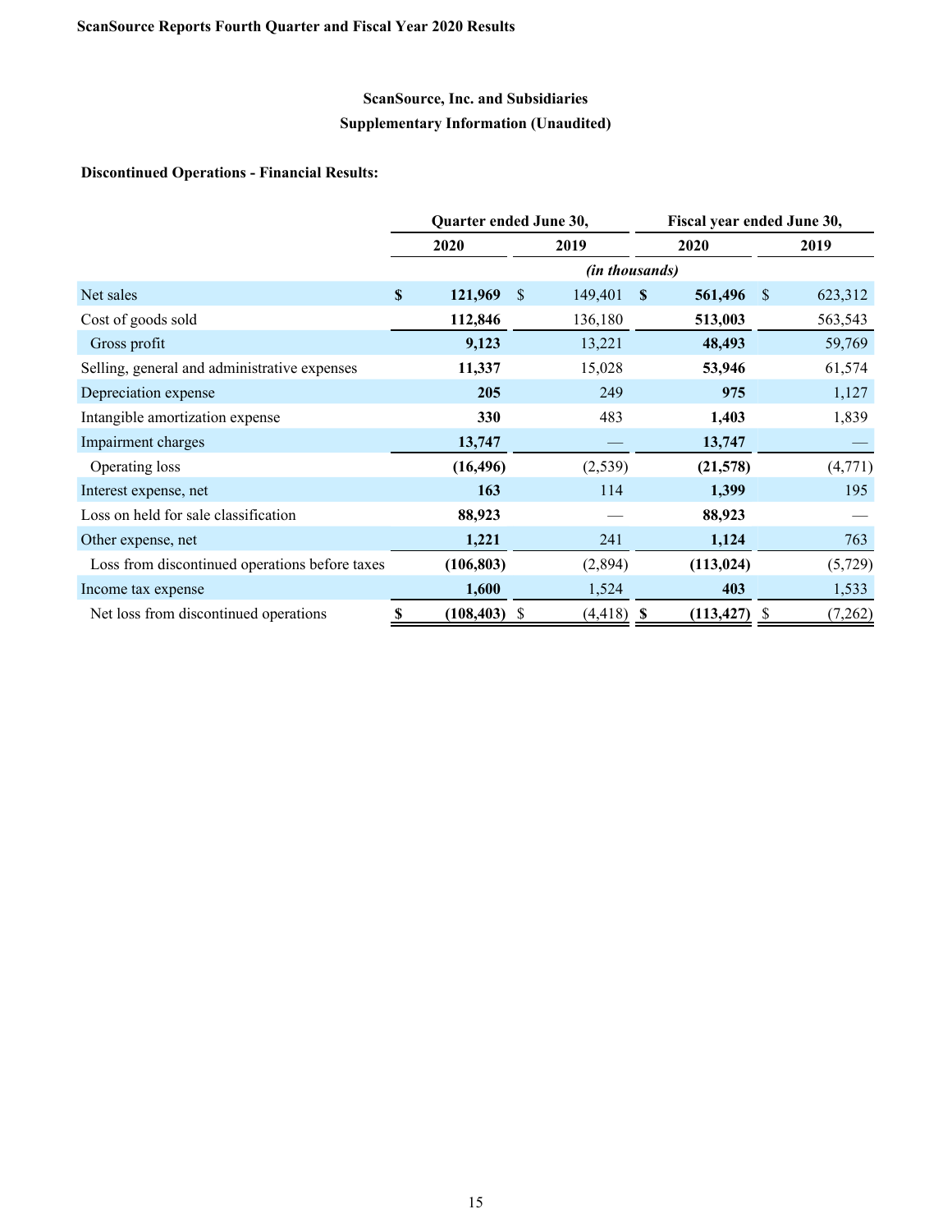**ScanSource Reports Fourth Quarter and Fiscal Year 2020 Results**

## ScanSource, Inc. and Subsidiaries

## Supplementary Information (Unaudited)

**Discontinued Operations - Financial Results:**

| | Quarter ended June 30, | | Fiscal year ended June 30, | |
|---|---|---|---|---|
| | **2020** | 2019 | **2020** | 2019 |
| | *(in thousands)* | | | |
| Net sales | **$ 121,969** | $ 149,401 | **$ 561,496** | $ 623,312 |
| Cost of goods sold | **112,846** | 136,180 | **513,003** | 563,543 |
| Gross profit | **9,123** | 13,221 | **48,493** | 59,769 |
| Selling, general and administrative expenses | **11,337** | 15,028 | **53,946** | 61,574 |
| Depreciation expense | **205** | 249 | **975** | 1,127 |
| Intangible amortization expense | **330** | 483 | **1,403** | 1,839 |
| Impairment charges | **13,747** | — | **13,747** | — |
| Operating loss | **(16,496)** | (2,539) | **(21,578)** | (4,771) |
| Interest expense, net | **163** | 114 | **1,399** | 195 |
| Loss on held for sale classification | **88,923** | — | **88,923** | — |
| Other expense, net | **1,221** | 241 | **1,124** | 763 |
| Loss from discontinued operations before taxes | **(106,803)** | (2,894) | **(113,024)** | (5,729) |
| Income tax expense | **1,600** | 1,524 | **403** | 1,533 |
| Net loss from discontinued operations | **$ (108,403)** | $ (4,418) | **$ (113,427)** | $ (7,262) |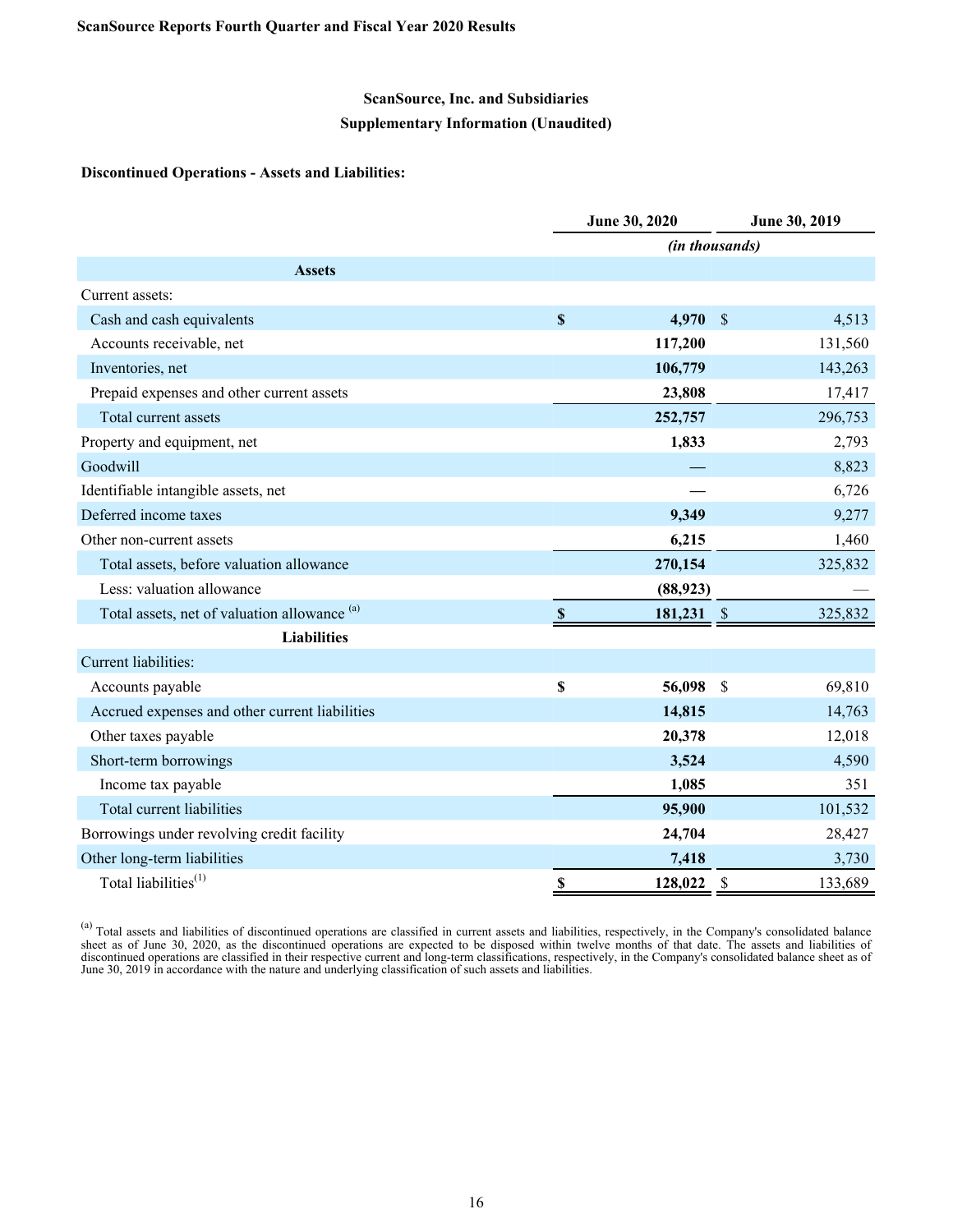**ScanSource Reports Fourth Quarter and Fiscal Year 2020 Results**

## ScanSource, Inc. and Subsidiaries

## Supplementary Information (Unaudited)

**Discontinued Operations - Assets and Liabilities:**

| | June 30, 2020 | June 30, 2019 |
|---|---|---|
| | *(in thousands)* | |
| **Assets** | | |
| Current assets: | | |
| Cash and cash equivalents | **$ 4,970** | $ 4,513 |
| Accounts receivable, net | **117,200** | 131,560 |
| Inventories, net | **106,779** | 143,263 |
| Prepaid expenses and other current assets | **23,808** | 17,417 |
| Total current assets | **252,757** | 296,753 |
| Property and equipment, net | **1,833** | 2,793 |
| Goodwill | **—** | 8,823 |
| Identifiable intangible assets, net | **—** | 6,726 |
| Deferred income taxes | **9,349** | 9,277 |
| Other non-current assets | **6,215** | 1,460 |
| Total assets, before valuation allowance | **270,154** | 325,832 |
| Less: valuation allowance | **(88,923)** | — |
| Total assets, net of valuation allowance [(a)] | **$ 181,231** | $ 325,832 |
| **Liabilities** | | |
| Current liabilities: | | |
| Accounts payable | **$ 56,098** | $ 69,810 |
| Accrued expenses and other current liabilities | **14,815** | 14,763 |
| Other taxes payable | **20,378** | 12,018 |
| Short-term borrowings | **3,524** | 4,590 |
| Income tax payable | **1,085** | 351 |
| Total current liabilities | **95,900** | 101,532 |
| Borrowings under revolving credit facility | **24,704** | 28,427 |
| Other long-term liabilities | **7,418** | 3,730 |
| Total liabilities[(1)] | **$ 128,022** | $ 133,689 |

[(a)] Total assets and liabilities of discontinued operations are classified in current assets and liabilities, respectively, in the Company's consolidated balance sheet as of June 30, 2020, as the discontinued operations are expected to be disposed within twelve months of that date. The assets and liabilities of discontinued operations are classified in their respective current and long-term classifications, respectively, in the Company's consolidated balance sheet as of June 30, 2019 in accordance with the nature and underlying classification of such assets and liabilities.